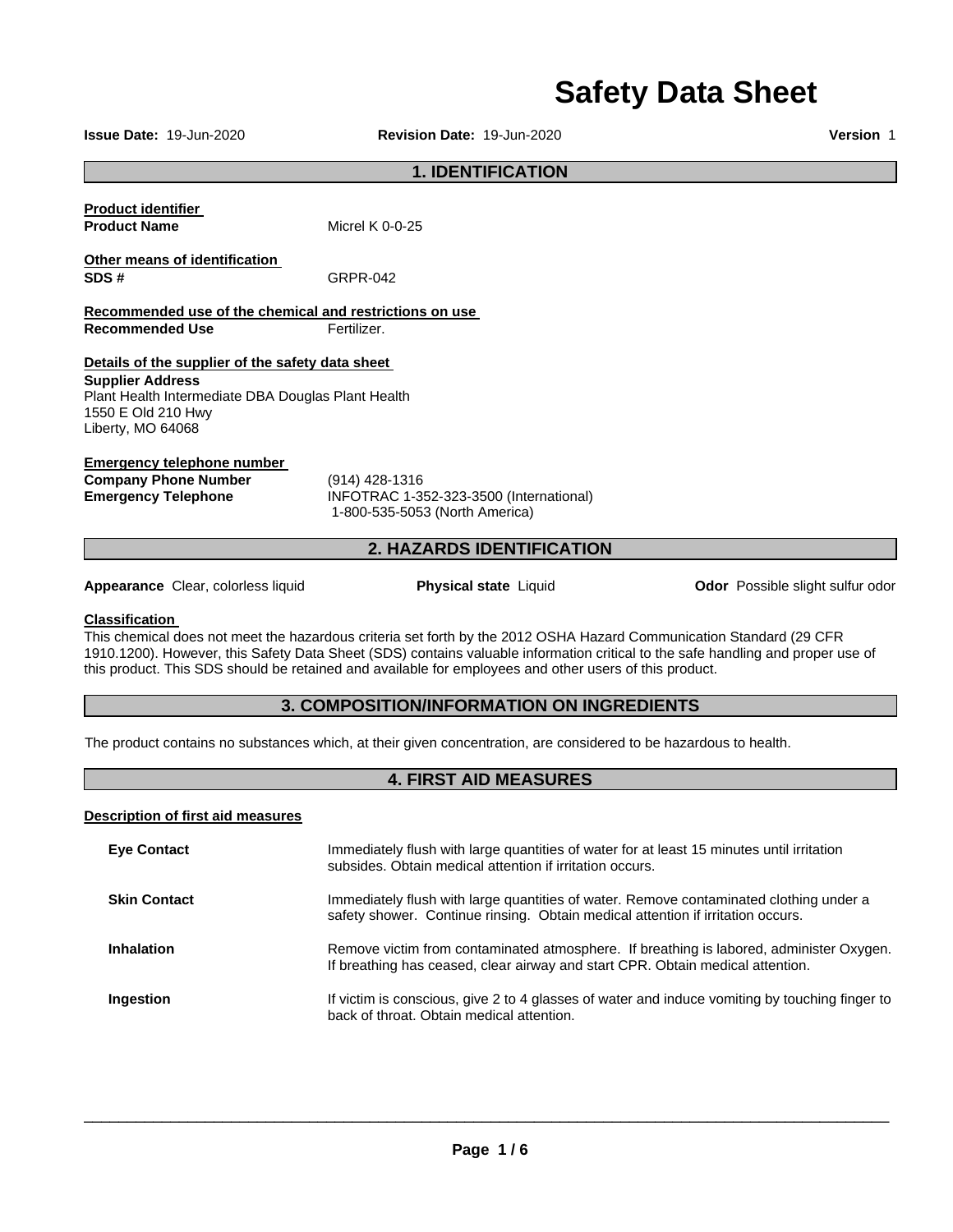# Safety Data Sheet

**Issue Date:** 19-Jun-2020 **Revision Date:** 19-Jun-2020 **Version** 1

## 1. IDENTIFICATION

**Product identifier**

**Product Name** Micrel K 0-0-25

**Other means of identification**

**SDS #** GRPR-042

**Recommended use of the chemical and restrictions on use**

**Recommended Use** Fertilizer.

**Details of the supplier of the safety data sheet**

**Supplier Address**
Plant Health Intermediate DBA Douglas Plant Health
1550 E Old 210 Hwy
Liberty, MO 64068

**Emergency telephone number**

**Company Phone Number** (914) 428-1316

**Emergency Telephone** INFOTRAC 1-352-323-3500 (International)
1-800-535-5053 (North America)

## 2. HAZARDS IDENTIFICATION

**Appearance** Clear, colorless liquid **Physical state** Liquid **Odor** Possible slight sulfur odor

**Classification**

This chemical does not meet the hazardous criteria set forth by the 2012 OSHA Hazard Communication Standard (29 CFR 1910.1200). However, this Safety Data Sheet (SDS) contains valuable information critical to the safe handling and proper use of this product. This SDS should be retained and available for employees and other users of this product.

## 3. COMPOSITION/INFORMATION ON INGREDIENTS

The product contains no substances which, at their given concentration, are considered to be hazardous to health.

## 4. FIRST AID MEASURES

**Description of first aid measures**

**Eye Contact** Immediately flush with large quantities of water for at least 15 minutes until irritation subsides. Obtain medical attention if irritation occurs.

**Skin Contact** Immediately flush with large quantities of water. Remove contaminated clothing under a safety shower. Continue rinsing. Obtain medical attention if irritation occurs.

**Inhalation** Remove victim from contaminated atmosphere. If breathing is labored, administer Oxygen. If breathing has ceased, clear airway and start CPR. Obtain medical attention.

**Ingestion** If victim is conscious, give 2 to 4 glasses of water and induce vomiting by touching finger to back of throat. Obtain medical attention.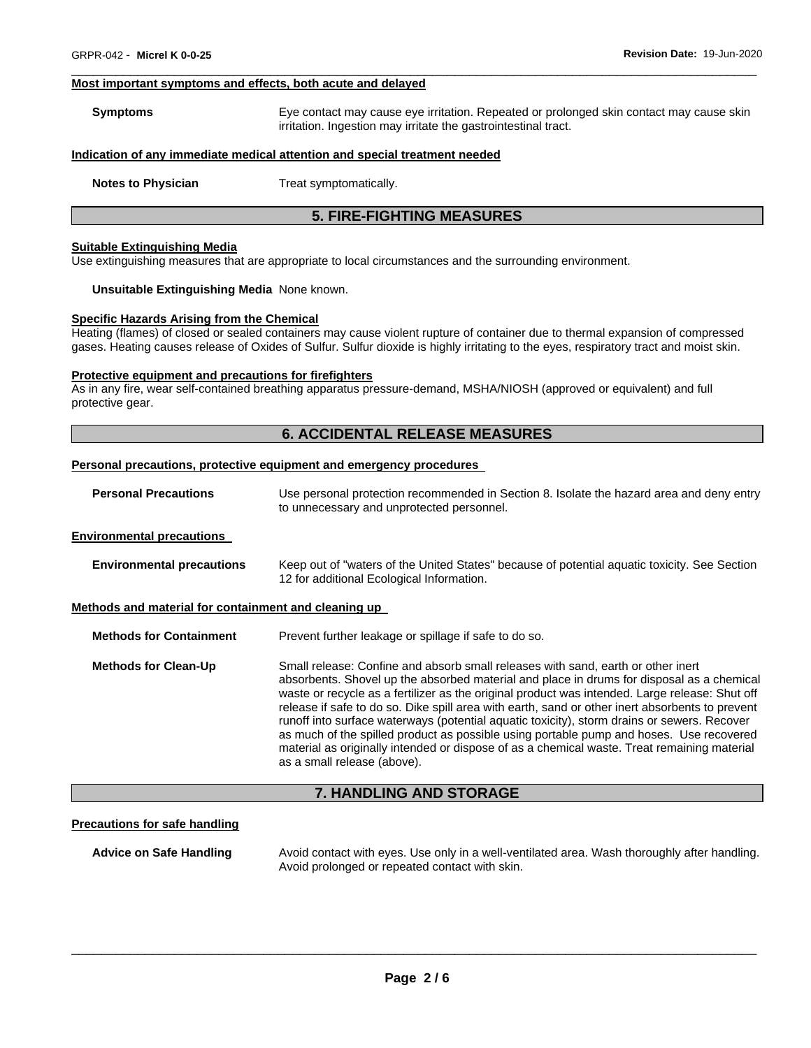**Most important symptoms and effects, both acute and delayed**

**Symptoms** Eye contact may cause eye irritation. Repeated or prolonged skin contact may cause skin irritation. Ingestion may irritate the gastrointestinal tract.

**Indication of any immediate medical attention and special treatment needed**

**Notes to Physician** Treat symptomatically.

## 5. FIRE-FIGHTING MEASURES

**Suitable Extinguishing Media**

Use extinguishing measures that are appropriate to local circumstances and the surrounding environment.

**Unsuitable Extinguishing Media** None known.

**Specific Hazards Arising from the Chemical**

Heating (flames) of closed or sealed containers may cause violent rupture of container due to thermal expansion of compressed gases. Heating causes release of Oxides of Sulfur. Sulfur dioxide is highly irritating to the eyes, respiratory tract and moist skin.

**Protective equipment and precautions for firefighters**

As in any fire, wear self-contained breathing apparatus pressure-demand, MSHA/NIOSH (approved or equivalent) and full protective gear.

## 6. ACCIDENTAL RELEASE MEASURES

**Personal precautions, protective equipment and emergency procedures**

**Personal Precautions** Use personal protection recommended in Section 8. Isolate the hazard area and deny entry to unnecessary and unprotected personnel.

**Environmental precautions**

**Environmental precautions** Keep out of "waters of the United States" because of potential aquatic toxicity. See Section 12 for additional Ecological Information.

**Methods and material for containment and cleaning up**

**Methods for Containment** Prevent further leakage or spillage if safe to do so.

**Methods for Clean-Up** Small release: Confine and absorb small releases with sand, earth or other inert absorbents. Shovel up the absorbed material and place in drums for disposal as a chemical waste or recycle as a fertilizer as the original product was intended. Large release: Shut off release if safe to do so. Dike spill area with earth, sand or other inert absorbents to prevent runoff into surface waterways (potential aquatic toxicity), storm drains or sewers. Recover as much of the spilled product as possible using portable pump and hoses. Use recovered material as originally intended or dispose of as a chemical waste. Treat remaining material as a small release (above).

## 7. HANDLING AND STORAGE

**Precautions for safe handling**

**Advice on Safe Handling** Avoid contact with eyes. Use only in a well-ventilated area. Wash thoroughly after handling. Avoid prolonged or repeated contact with skin.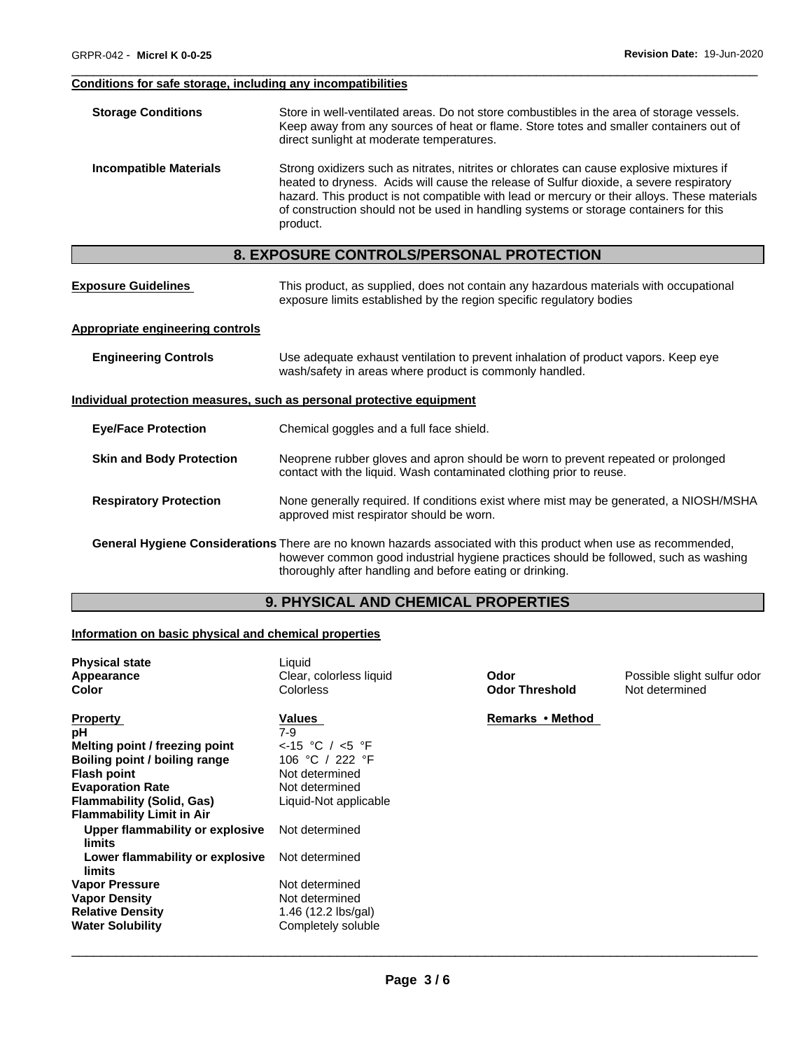#### Conditions for safe storage, including any incompatibilities

**Storage Conditions** Store in well-ventilated areas. Do not store combustibles in the area of storage vessels. Keep away from any sources of heat or flame. Store totes and smaller containers out of direct sunlight at moderate temperatures.

**Incompatible Materials** Strong oxidizers such as nitrates, nitrites or chlorates can cause explosive mixtures if heated to dryness. Acids will cause the release of Sulfur dioxide, a severe respiratory hazard. This product is not compatible with lead or mercury or their alloys. These materials of construction should not be used in handling systems or storage containers for this product.

## 8. EXPOSURE CONTROLS/PERSONAL PROTECTION

**Exposure Guidelines** This product, as supplied, does not contain any hazardous materials with occupational exposure limits established by the region specific regulatory bodies

#### Appropriate engineering controls

**Engineering Controls** Use adequate exhaust ventilation to prevent inhalation of product vapors. Keep eye wash/safety in areas where product is commonly handled.

#### Individual protection measures, such as personal protective equipment

**Eye/Face Protection** Chemical goggles and a full face shield.

**Skin and Body Protection** Neoprene rubber gloves and apron should be worn to prevent repeated or prolonged contact with the liquid. Wash contaminated clothing prior to reuse.

**Respiratory Protection** None generally required. If conditions exist where mist may be generated, a NIOSH/MSHA approved mist respirator should be worn.

**General Hygiene Considerations** There are no known hazards associated with this product when use as recommended, however common good industrial hygiene practices should be followed, such as washing thoroughly after handling and before eating or drinking.

## 9. PHYSICAL AND CHEMICAL PROPERTIES

#### Information on basic physical and chemical properties

| | | | |
|---|---|---|---|
| **Physical state** | Liquid | | |
| **Appearance** | Clear, colorless liquid | **Odor** | Possible slight sulfur odor |
| **Color** | Colorless | **Odor Threshold** | Not determined |

| Property | Values | Remarks • Method |
|---|---|---|
| **pH** | 7-9 | |
| **Melting point / freezing point** | <-15 °C / <5 °F | |
| **Boiling point / boiling range** | 106 °C / 222 °F | |
| **Flash point** | Not determined | |
| **Evaporation Rate** | Not determined | |
| **Flammability (Solid, Gas)** | Liquid-Not applicable | |
| **Flammability Limit in Air** | | |
| **Upper flammability or explosive limits** | Not determined | |
| **Lower flammability or explosive limits** | Not determined | |
| **Vapor Pressure** | Not determined | |
| **Vapor Density** | Not determined | |
| **Relative Density** | 1.46 (12.2 lbs/gal) | |
| **Water Solubility** | Completely soluble | |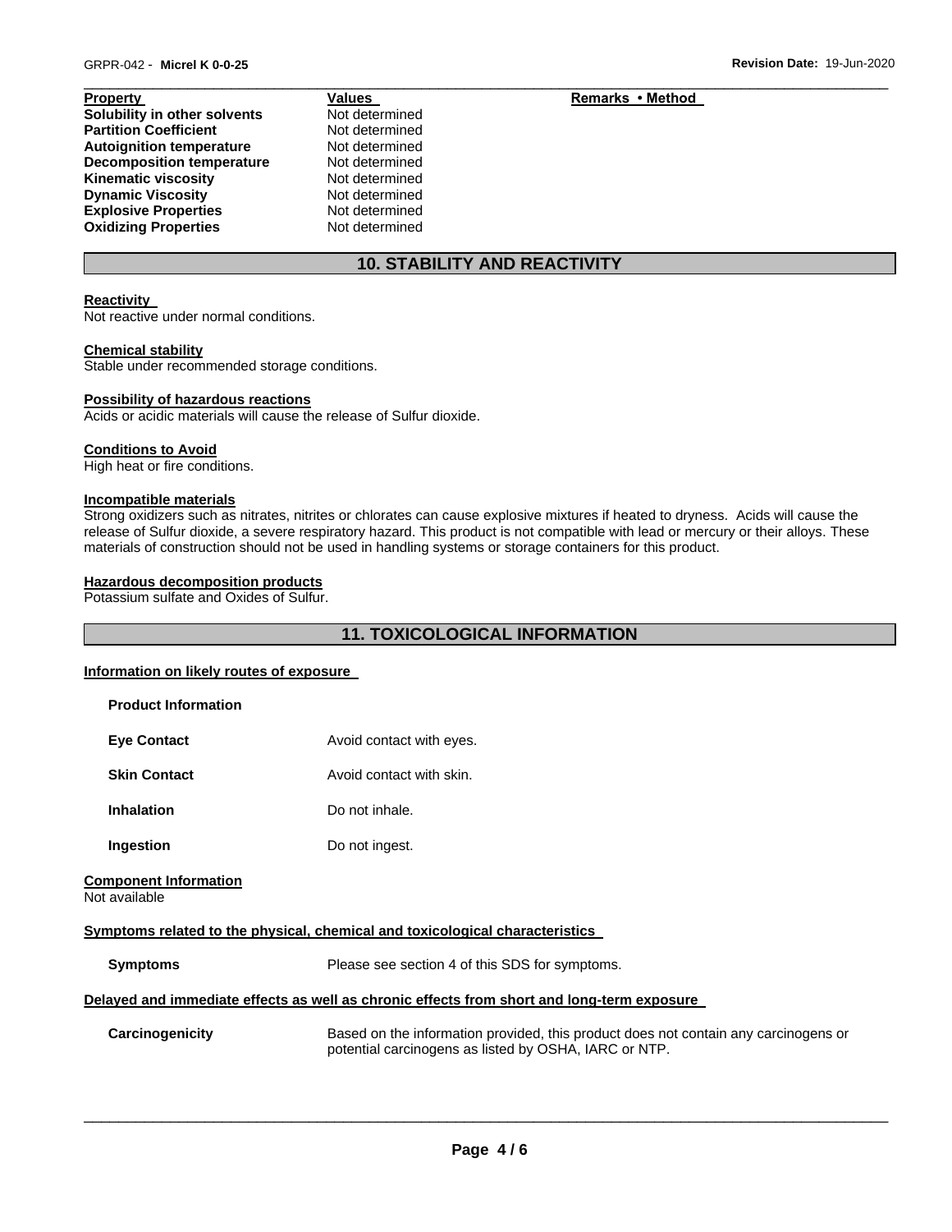| Property | Values | Remarks • Method |
|---|---|---|
| **Solubility in other solvents** | Not determined | |
| **Partition Coefficient** | Not determined | |
| **Autoignition temperature** | Not determined | |
| **Decomposition temperature** | Not determined | |
| **Kinematic viscosity** | Not determined | |
| **Dynamic Viscosity** | Not determined | |
| **Explosive Properties** | Not determined | |
| **Oxidizing Properties** | Not determined | |

## 10. STABILITY AND REACTIVITY

**Reactivity**
Not reactive under normal conditions.

**Chemical stability**
Stable under recommended storage conditions.

**Possibility of hazardous reactions**
Acids or acidic materials will cause the release of Sulfur dioxide.

**Conditions to Avoid**
High heat or fire conditions.

**Incompatible materials**
Strong oxidizers such as nitrates, nitrites or chlorates can cause explosive mixtures if heated to dryness. Acids will cause the release of Sulfur dioxide, a severe respiratory hazard. This product is not compatible with lead or mercury or their alloys. These materials of construction should not be used in handling systems or storage containers for this product.

**Hazardous decomposition products**
Potassium sulfate and Oxides of Sulfur.

## 11. TOXICOLOGICAL INFORMATION

**Information on likely routes of exposure**

**Product Information**

| | |
|---|---|
| **Eye Contact** | Avoid contact with eyes. |
| **Skin Contact** | Avoid contact with skin. |
| **Inhalation** | Do not inhale. |
| **Ingestion** | Do not ingest. |

**Component Information**
Not available

**Symptoms related to the physical, chemical and toxicological characteristics**

| | |
|---|---|
| **Symptoms** | Please see section 4 of this SDS for symptoms. |

**Delayed and immediate effects as well as chronic effects from short and long-term exposure**

| | |
|---|---|
| **Carcinogenicity** | Based on the information provided, this product does not contain any carcinogens or potential carcinogens as listed by OSHA, IARC or NTP. |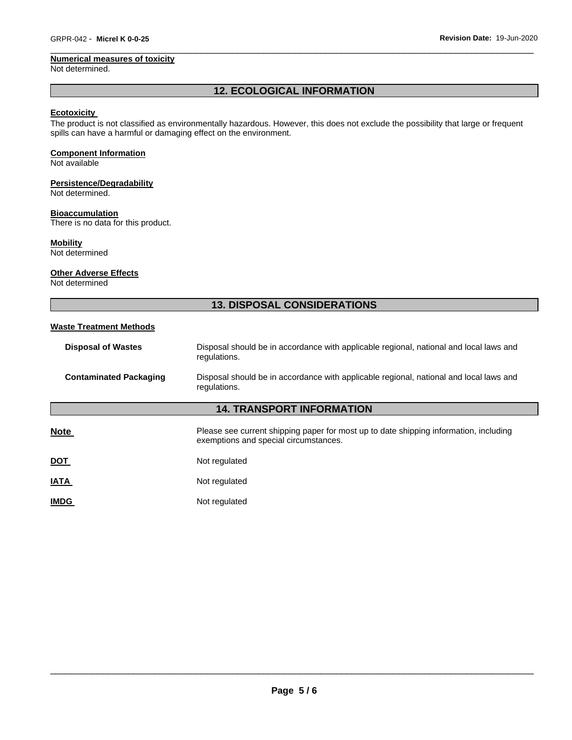**Numerical measures of toxicity**
Not determined.

## 12. ECOLOGICAL INFORMATION

**Ecotoxicity**
The product is not classified as environmentally hazardous. However, this does not exclude the possibility that large or frequent spills can have a harmful or damaging effect on the environment.

**Component Information**
Not available

**Persistence/Degradability**
Not determined.

**Bioaccumulation**
There is no data for this product.

**Mobility**
Not determined

**Other Adverse Effects**
Not determined

## 13. DISPOSAL CONSIDERATIONS

**Waste Treatment Methods**

| | |
|---|---|
| **Disposal of Wastes** | Disposal should be in accordance with applicable regional, national and local laws and regulations. |
| **Contaminated Packaging** | Disposal should be in accordance with applicable regional, national and local laws and regulations. |

## 14. TRANSPORT INFORMATION

| | |
|---|---|
| **Note** | Please see current shipping paper for most up to date shipping information, including exemptions and special circumstances. |
| **DOT** | Not regulated |
| **IATA** | Not regulated |
| **IMDG** | Not regulated |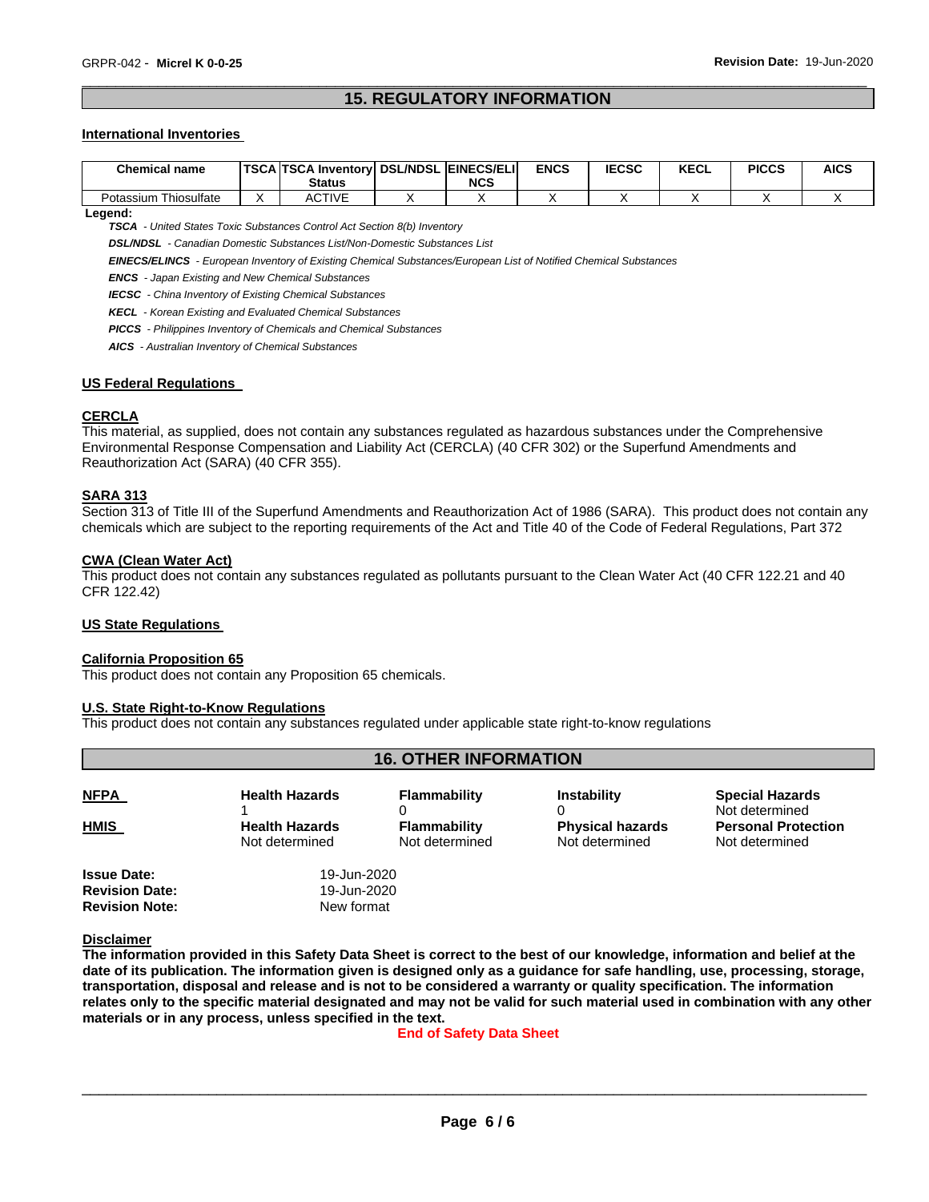## 15. REGULATORY INFORMATION

**International Inventories**

| Chemical name | TSCA | TSCA Inventory Status | DSL/NDSL | EINECS/ELINCS | ENCS | IECSC | KECL | PICCS | AICS |
|---|---|---|---|---|---|---|---|---|---|
| Potassium Thiosulfate | X | ACTIVE | X | X | X | X | X | X | X |

**Legend:**

***TSCA*** *- United States Toxic Substances Control Act Section 8(b) Inventory*

***DSL/NDSL*** *- Canadian Domestic Substances List/Non-Domestic Substances List*

***EINECS/ELINCS*** *- European Inventory of Existing Chemical Substances/European List of Notified Chemical Substances*

***ENCS*** *- Japan Existing and New Chemical Substances*

***IECSC*** *- China Inventory of Existing Chemical Substances*

***KECL*** *- Korean Existing and Evaluated Chemical Substances*

***PICCS*** *- Philippines Inventory of Chemicals and Chemical Substances*

***AICS*** *- Australian Inventory of Chemical Substances*

**US Federal Regulations**

**CERCLA**

This material, as supplied, does not contain any substances regulated as hazardous substances under the Comprehensive Environmental Response Compensation and Liability Act (CERCLA) (40 CFR 302) or the Superfund Amendments and Reauthorization Act (SARA) (40 CFR 355).

**SARA 313**

Section 313 of Title III of the Superfund Amendments and Reauthorization Act of 1986 (SARA). This product does not contain any chemicals which are subject to the reporting requirements of the Act and Title 40 of the Code of Federal Regulations, Part 372

**CWA (Clean Water Act)**

This product does not contain any substances regulated as pollutants pursuant to the Clean Water Act (40 CFR 122.21 and 40 CFR 122.42)

**US State Regulations**

**California Proposition 65**

This product does not contain any Proposition 65 chemicals.

**U.S. State Right-to-Know Regulations**

This product does not contain any substances regulated under applicable state right-to-know regulations

## 16. OTHER INFORMATION

| | | | | |
|---|---|---|---|---|
| **NFPA** | **Health Hazards** 1 | **Flammability** 0 | **Instability** 0 | **Special Hazards** Not determined |
| **HMIS** | **Health Hazards** Not determined | **Flammability** Not determined | **Physical hazards** Not determined | **Personal Protection** Not determined |

**Issue Date:** 19-Jun-2020
**Revision Date:** 19-Jun-2020
**Revision Note:** New format

**Disclaimer**

**The information provided in this Safety Data Sheet is correct to the best of our knowledge, information and belief at the date of its publication. The information given is designed only as a guidance for safe handling, use, processing, storage, transportation, disposal and release and is not to be considered a warranty or quality specification. The information relates only to the specific material designated and may not be valid for such material used in combination with any other materials or in any process, unless specified in the text.**

**End of Safety Data Sheet**